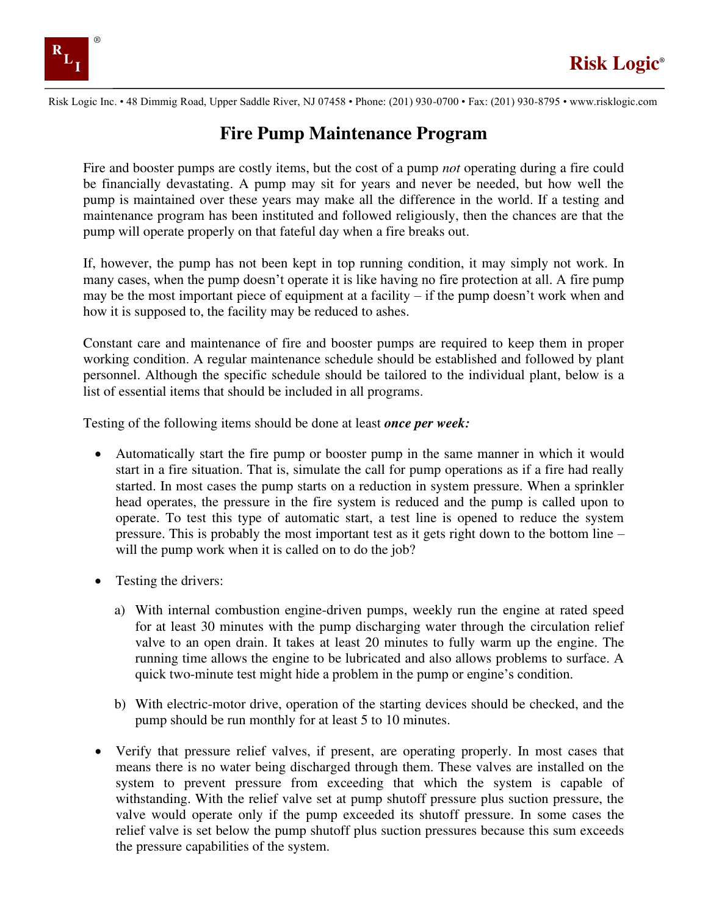# Fire Pump Maintenance Program

Fire and booster pumps are costly items, but the cost of a pump *not* operating during a fire could be financially devastating. A pump may sit for years and never be needed, but how well the pump is maintained over these years may make all the difference in the world. If a testing and maintenance program has been instituted and followed religiously, then the chances are that the pump will operate properly on that fateful day when a fire breaks out.

If, however, the pump has not been kept in top running condition, it may simply not work. In many cases, when the pump doesn't operate it is like having no fire protection at all. A fire pump may be the most important piece of equipment at a facility – if the pump doesn't work when and how it is supposed to, the facility may be reduced to ashes.

Constant care and maintenance of fire and booster pumps are required to keep them in proper working condition. A regular maintenance schedule should be established and followed by plant personnel. Although the specific schedule should be tailored to the individual plant, below is a list of essential items that should be included in all programs.

Testing of the following items should be done at least ***once per week:***

- Automatically start the fire pump or booster pump in the same manner in which it would start in a fire situation. That is, simulate the call for pump operations as if a fire had really started. In most cases the pump starts on a reduction in system pressure. When a sprinkler head operates, the pressure in the fire system is reduced and the pump is called upon to operate. To test this type of automatic start, a test line is opened to reduce the system pressure. This is probably the most important test as it gets right down to the bottom line – will the pump work when it is called on to do the job?

- Testing the drivers:

  a) With internal combustion engine-driven pumps, weekly run the engine at rated speed for at least 30 minutes with the pump discharging water through the circulation relief valve to an open drain. It takes at least 20 minutes to fully warm up the engine. The running time allows the engine to be lubricated and also allows problems to surface. A quick two-minute test might hide a problem in the pump or engine's condition.

  b) With electric-motor drive, operation of the starting devices should be checked, and the pump should be run monthly for at least 5 to 10 minutes.

- Verify that pressure relief valves, if present, are operating properly. In most cases that means there is no water being discharged through them. These valves are installed on the system to prevent pressure from exceeding that which the system is capable of withstanding. With the relief valve set at pump shutoff pressure plus suction pressure, the valve would operate only if the pump exceeded its shutoff pressure. In some cases the relief valve is set below the pump shutoff plus suction pressures because this sum exceeds the pressure capabilities of the system.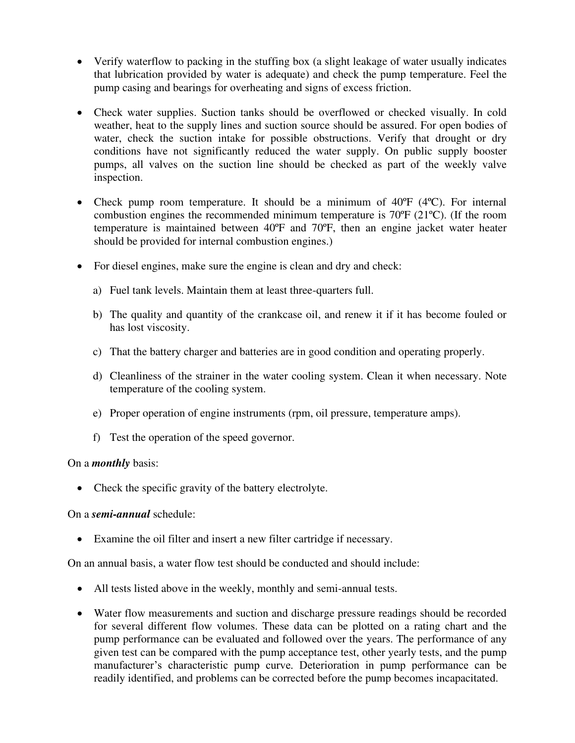- Verify waterflow to packing in the stuffing box (a slight leakage of water usually indicates that lubrication provided by water is adequate) and check the pump temperature. Feel the pump casing and bearings for overheating and signs of excess friction.

- Check water supplies. Suction tanks should be overflowed or checked visually. In cold weather, heat to the supply lines and suction source should be assured. For open bodies of water, check the suction intake for possible obstructions. Verify that drought or dry conditions have not significantly reduced the water supply. On public supply booster pumps, all valves on the suction line should be checked as part of the weekly valve inspection.

- Check pump room temperature. It should be a minimum of 40ºF (4ºC). For internal combustion engines the recommended minimum temperature is 70ºF (21ºC). (If the room temperature is maintained between 40ºF and 70ºF, then an engine jacket water heater should be provided for internal combustion engines.)

- For diesel engines, make sure the engine is clean and dry and check:

  a) Fuel tank levels. Maintain them at least three-quarters full.

  b) The quality and quantity of the crankcase oil, and renew it if it has become fouled or has lost viscosity.

  c) That the battery charger and batteries are in good condition and operating properly.

  d) Cleanliness of the strainer in the water cooling system. Clean it when necessary. Note temperature of the cooling system.

  e) Proper operation of engine instruments (rpm, oil pressure, temperature amps).

  f) Test the operation of the speed governor.

On a ***monthly*** basis:

- Check the specific gravity of the battery electrolyte.

On a ***semi-annual*** schedule:

- Examine the oil filter and insert a new filter cartridge if necessary.

On an annual basis, a water flow test should be conducted and should include:

- All tests listed above in the weekly, monthly and semi-annual tests.

- Water flow measurements and suction and discharge pressure readings should be recorded for several different flow volumes. These data can be plotted on a rating chart and the pump performance can be evaluated and followed over the years. The performance of any given test can be compared with the pump acceptance test, other yearly tests, and the pump manufacturer's characteristic pump curve. Deterioration in pump performance can be readily identified, and problems can be corrected before the pump becomes incapacitated.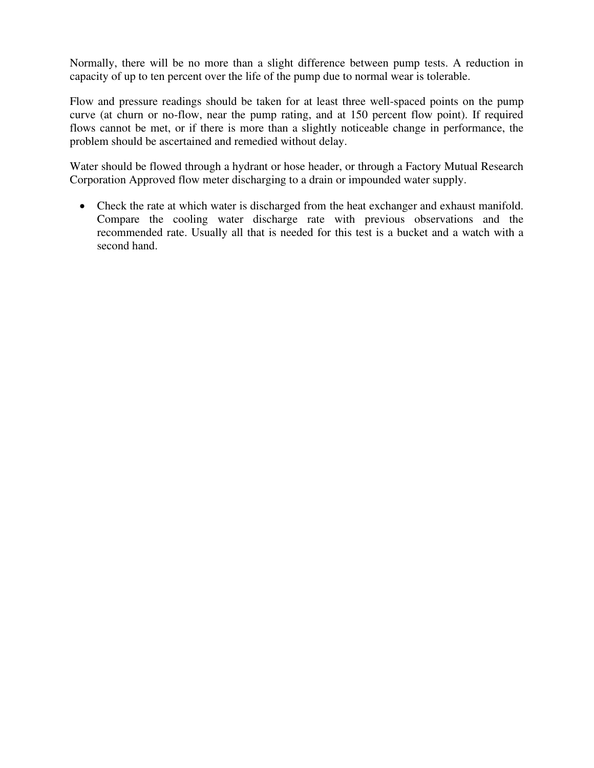Normally, there will be no more than a slight difference between pump tests. A reduction in capacity of up to ten percent over the life of the pump due to normal wear is tolerable.

Flow and pressure readings should be taken for at least three well-spaced points on the pump curve (at churn or no-flow, near the pump rating, and at 150 percent flow point). If required flows cannot be met, or if there is more than a slightly noticeable change in performance, the problem should be ascertained and remedied without delay.

Water should be flowed through a hydrant or hose header, or through a Factory Mutual Research Corporation Approved flow meter discharging to a drain or impounded water supply.

- Check the rate at which water is discharged from the heat exchanger and exhaust manifold. Compare the cooling water discharge rate with previous observations and the recommended rate. Usually all that is needed for this test is a bucket and a watch with a second hand.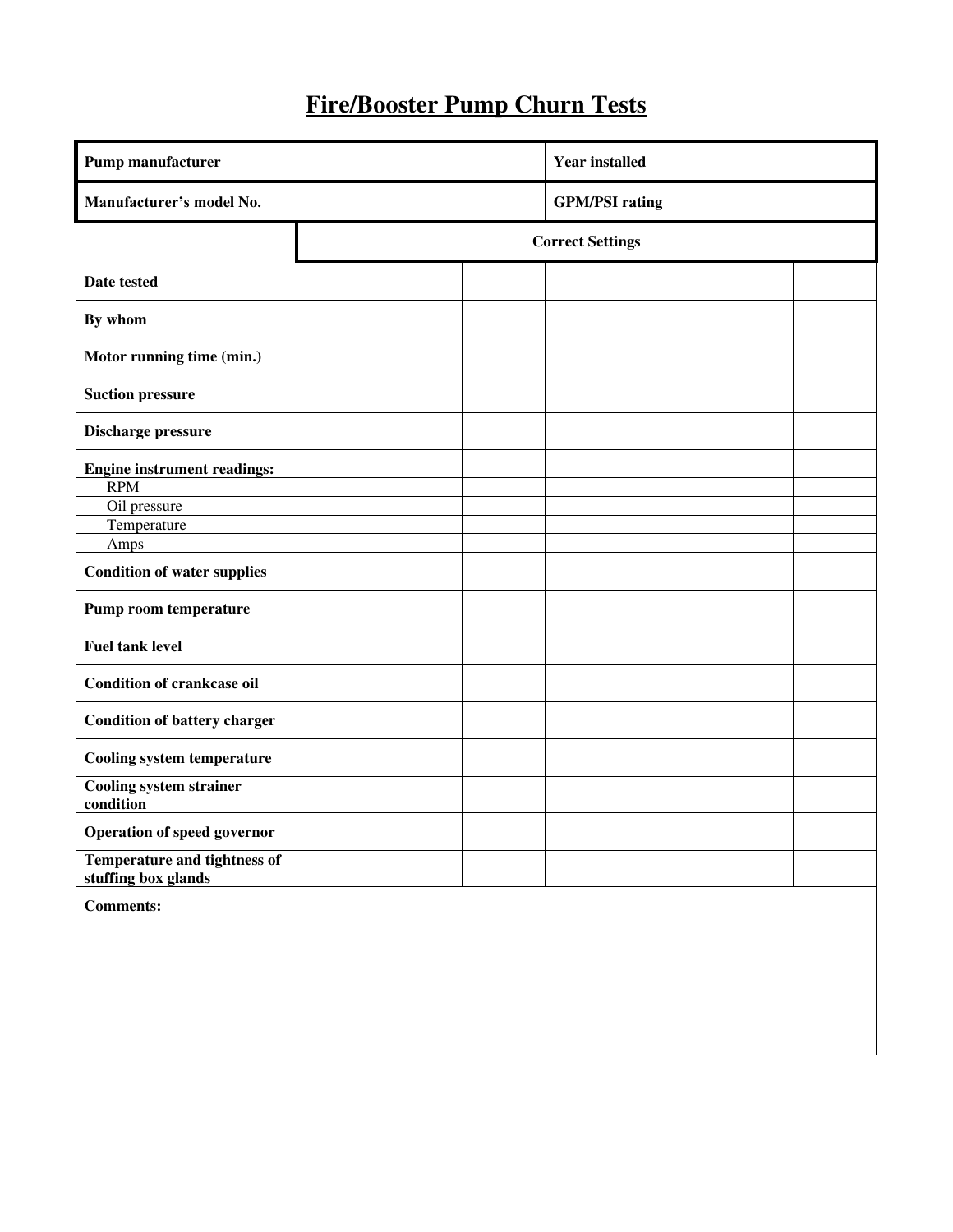# Fire/Booster Pump Churn Tests

| | | | | | | | |
|---|---|---|---|---|---|---|---|
| **Pump manufacturer** | | | | **Year installed** | | | |
| **Manufacturer's model No.** | | | | **GPM/PSI rating** | | | |
| | **Correct Settings** | | | | | | |
| **Date tested** | | | | | | | |
| **By whom** | | | | | | | |
| **Motor running time (min.)** | | | | | | | |
| **Suction pressure** | | | | | | | |
| **Discharge pressure** | | | | | | | |
| **Engine instrument readings:** | | | | | | | |
| RPM | | | | | | | |
| Oil pressure | | | | | | | |
| Temperature | | | | | | | |
| Amps | | | | | | | |
| **Condition of water supplies** | | | | | | | |
| **Pump room temperature** | | | | | | | |
| **Fuel tank level** | | | | | | | |
| **Condition of crankcase oil** | | | | | | | |
| **Condition of battery charger** | | | | | | | |
| **Cooling system temperature** | | | | | | | |
| **Cooling system strainer condition** | | | | | | | |
| **Operation of speed governor** | | | | | | | |
| **Temperature and tightness of stuffing box glands** | | | | | | | |

**Comments:**